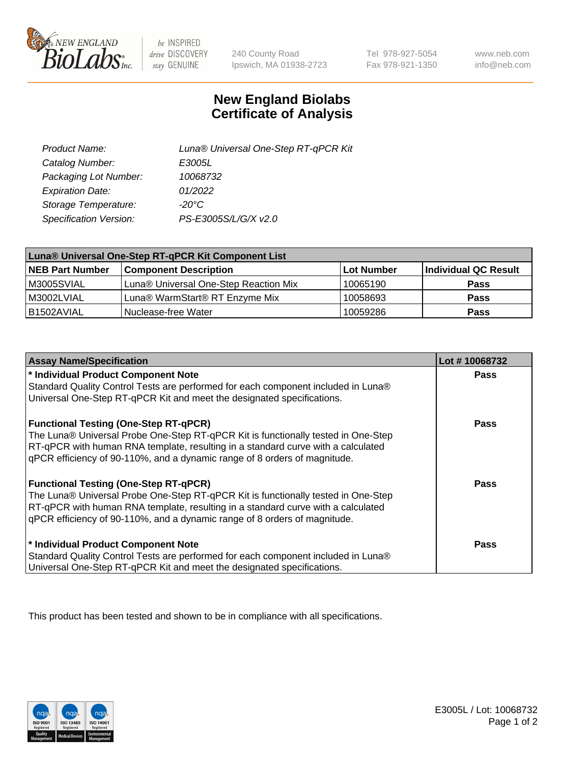# New England Biolabs Certificate of Analysis

| | |
|---|---|
| Product Name: | Luna® Universal One-Step RT-qPCR Kit |
| Catalog Number: | E3005L |
| Packaging Lot Number: | 10068732 |
| Expiration Date: | 01/2022 |
| Storage Temperature: | -20°C |
| Specification Version: | PS-E3005S/L/G/X v2.0 |

| Luna® Universal One-Step RT-qPCR Kit Component List | | | |
|---|---|---|---|
| **NEB Part Number** | **Component Description** | **Lot Number** | **Individual QC Result** |
| M3005SVIAL | Luna® Universal One-Step Reaction Mix | 10065190 | **Pass** |
| M3002LVIAL | Luna® WarmStart® RT Enzyme Mix | 10058693 | **Pass** |
| B1502AVIAL | Nuclease-free Water | 10059286 | **Pass** |

| Assay Name/Specification | Lot # 10068732 |
|---|---|
| **\* Individual Product Component Note**<br>Standard Quality Control Tests are performed for each component included in Luna® Universal One-Step RT-qPCR Kit and meet the designated specifications. | **Pass** |
| **Functional Testing (One-Step RT-qPCR)**<br>The Luna® Universal Probe One-Step RT-qPCR Kit is functionally tested in One-Step RT-qPCR with human RNA template, resulting in a standard curve with a calculated qPCR efficiency of 90-110%, and a dynamic range of 8 orders of magnitude. | **Pass** |
| **Functional Testing (One-Step RT-qPCR)**<br>The Luna® Universal Probe One-Step RT-qPCR Kit is functionally tested in One-Step RT-qPCR with human RNA template, resulting in a standard curve with a calculated qPCR efficiency of 90-110%, and a dynamic range of 8 orders of magnitude. | **Pass** |
| **\* Individual Product Component Note**<br>Standard Quality Control Tests are performed for each component included in Luna® Universal One-Step RT-qPCR Kit and meet the designated specifications. | **Pass** |

This product has been tested and shown to be in compliance with all specifications.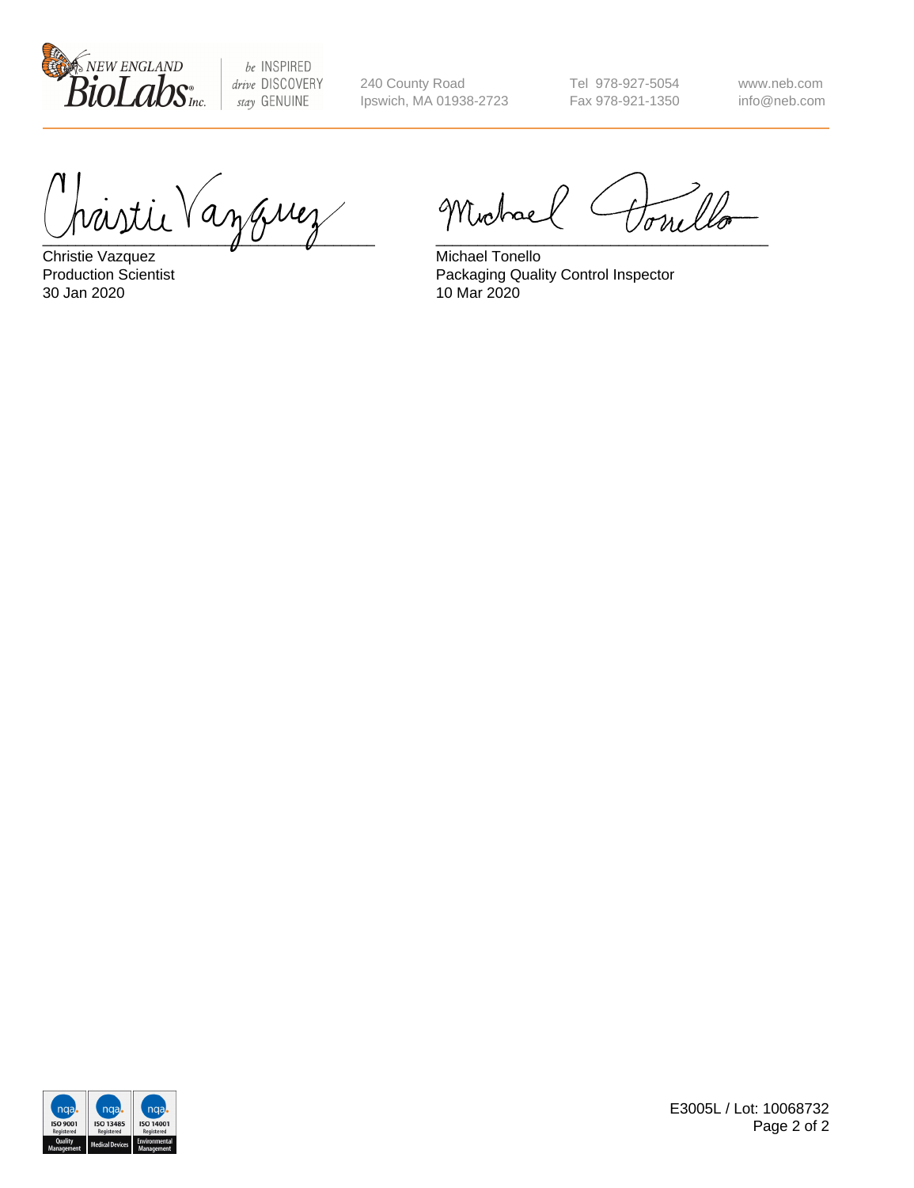Christie Vazquez
Production Scientist
30 Jan 2020

Michael Tonello
Packaging Quality Control Inspector
10 Mar 2020

E3005L / Lot: 10068732